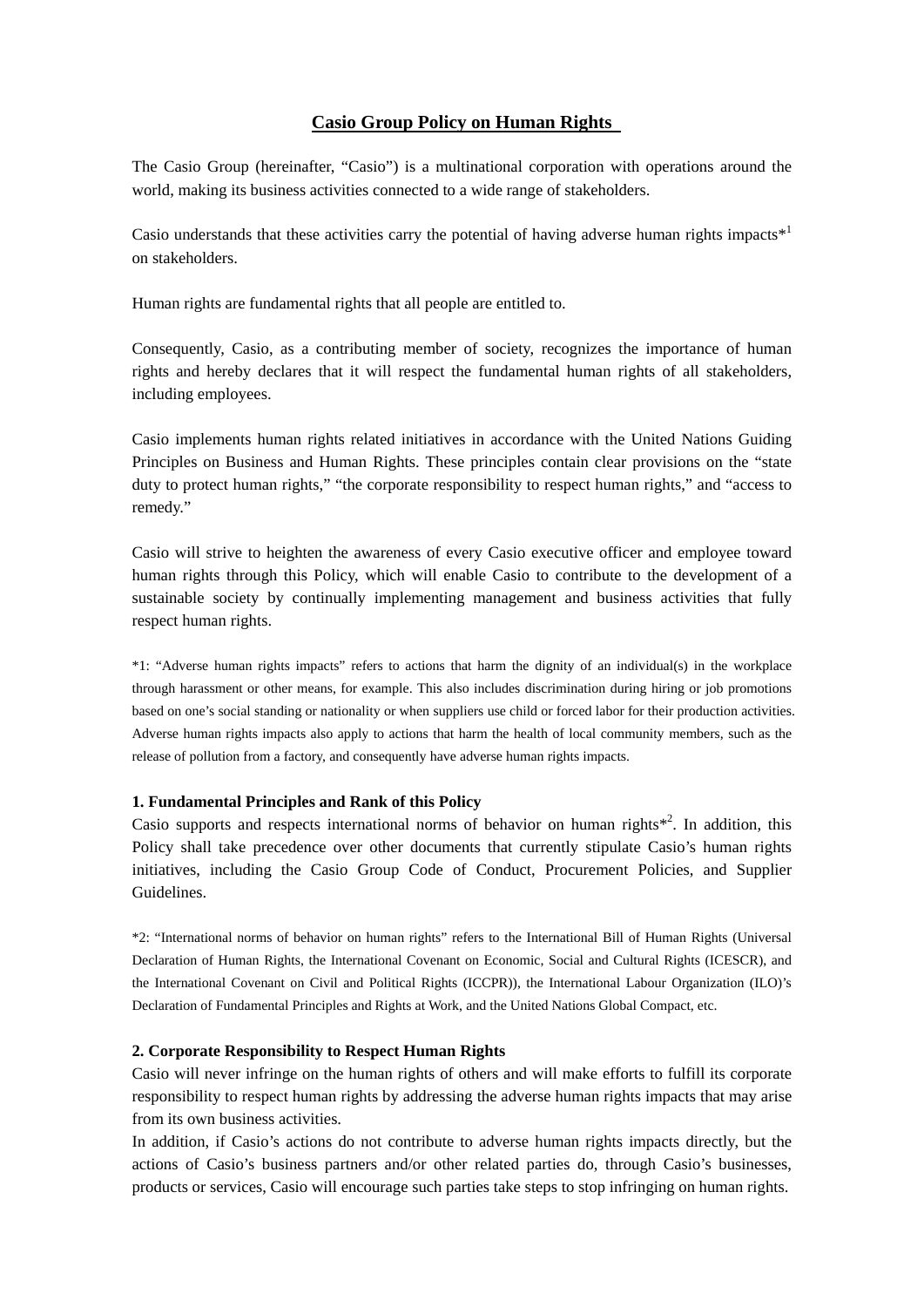# Casio Group Policy on Human Rights

The Casio Group (hereinafter, "Casio") is a multinational corporation with operations around the world, making its business activities connected to a wide range of stakeholders.

Casio understands that these activities carry the potential of having adverse human rights impacts*[1] on stakeholders.

Human rights are fundamental rights that all people are entitled to.

Consequently, Casio, as a contributing member of society, recognizes the importance of human rights and hereby declares that it will respect the fundamental human rights of all stakeholders, including employees.

Casio implements human rights related initiatives in accordance with the United Nations Guiding Principles on Business and Human Rights. These principles contain clear provisions on the "state duty to protect human rights," "the corporate responsibility to respect human rights," and "access to remedy."

Casio will strive to heighten the awareness of every Casio executive officer and employee toward human rights through this Policy, which will enable Casio to contribute to the development of a sustainable society by continually implementing management and business activities that fully respect human rights.

*1: "Adverse human rights impacts" refers to actions that harm the dignity of an individual(s) in the workplace through harassment or other means, for example. This also includes discrimination during hiring or job promotions based on one's social standing or nationality or when suppliers use child or forced labor for their production activities. Adverse human rights impacts also apply to actions that harm the health of local community members, such as the release of pollution from a factory, and consequently have adverse human rights impacts.

### 1. Fundamental Principles and Rank of this Policy

Casio supports and respects international norms of behavior on human rights*[2]. In addition, this Policy shall take precedence over other documents that currently stipulate Casio's human rights initiatives, including the Casio Group Code of Conduct, Procurement Policies, and Supplier Guidelines.

*2: "International norms of behavior on human rights" refers to the International Bill of Human Rights (Universal Declaration of Human Rights, the International Covenant on Economic, Social and Cultural Rights (ICESCR), and the International Covenant on Civil and Political Rights (ICCPR)), the International Labour Organization (ILO)'s Declaration of Fundamental Principles and Rights at Work, and the United Nations Global Compact, etc.

### 2. Corporate Responsibility to Respect Human Rights

Casio will never infringe on the human rights of others and will make efforts to fulfill its corporate responsibility to respect human rights by addressing the adverse human rights impacts that may arise from its own business activities.

In addition, if Casio's actions do not contribute to adverse human rights impacts directly, but the actions of Casio's business partners and/or other related parties do, through Casio's businesses, products or services, Casio will encourage such parties take steps to stop infringing on human rights.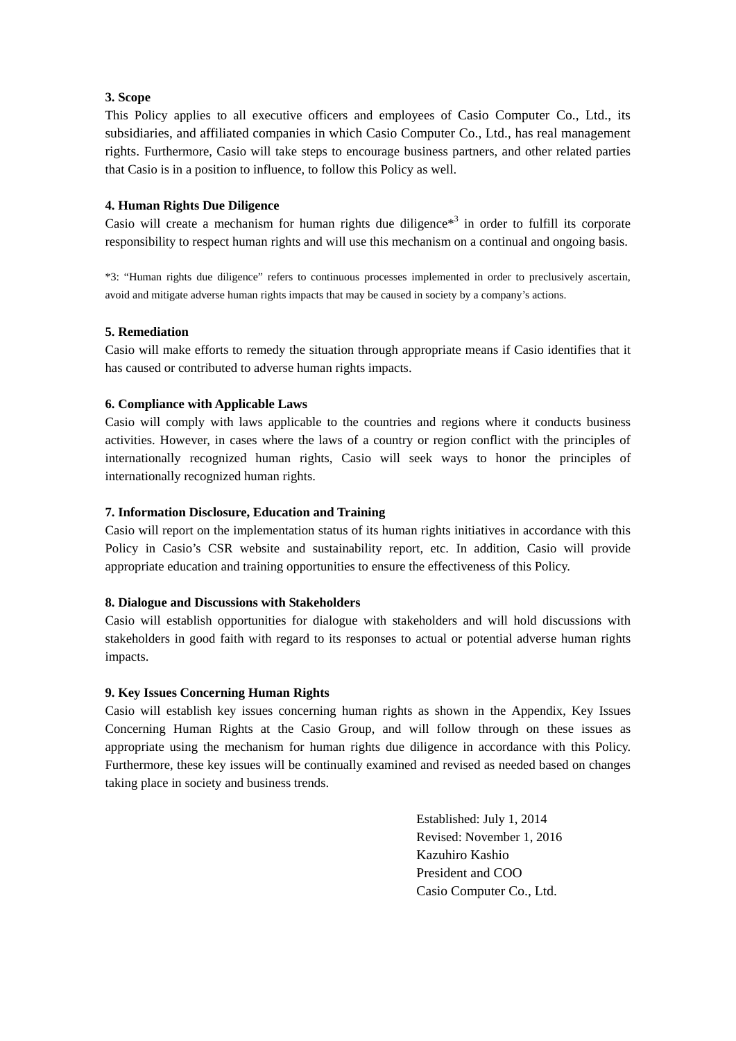**3. Scope**

This Policy applies to all executive officers and employees of Casio Computer Co., Ltd., its subsidiaries, and affiliated companies in which Casio Computer Co., Ltd., has real management rights. Furthermore, Casio will take steps to encourage business partners, and other related parties that Casio is in a position to influence, to follow this Policy as well.

**4. Human Rights Due Diligence**

Casio will create a mechanism for human rights due diligence*[3] in order to fulfill its corporate responsibility to respect human rights and will use this mechanism on a continual and ongoing basis.

*3: "Human rights due diligence" refers to continuous processes implemented in order to preclusively ascertain, avoid and mitigate adverse human rights impacts that may be caused in society by a company's actions.

**5. Remediation**

Casio will make efforts to remedy the situation through appropriate means if Casio identifies that it has caused or contributed to adverse human rights impacts.

**6. Compliance with Applicable Laws**

Casio will comply with laws applicable to the countries and regions where it conducts business activities. However, in cases where the laws of a country or region conflict with the principles of internationally recognized human rights, Casio will seek ways to honor the principles of internationally recognized human rights.

**7. Information Disclosure, Education and Training**

Casio will report on the implementation status of its human rights initiatives in accordance with this Policy in Casio's CSR website and sustainability report, etc. In addition, Casio will provide appropriate education and training opportunities to ensure the effectiveness of this Policy.

**8. Dialogue and Discussions with Stakeholders**

Casio will establish opportunities for dialogue with stakeholders and will hold discussions with stakeholders in good faith with regard to its responses to actual or potential adverse human rights impacts.

**9. Key Issues Concerning Human Rights**

Casio will establish key issues concerning human rights as shown in the Appendix, Key Issues Concerning Human Rights at the Casio Group, and will follow through on these issues as appropriate using the mechanism for human rights due diligence in accordance with this Policy. Furthermore, these key issues will be continually examined and revised as needed based on changes taking place in society and business trends.

Established: July 1, 2014
Revised: November 1, 2016
Kazuhiro Kashio
President and COO
Casio Computer Co., Ltd.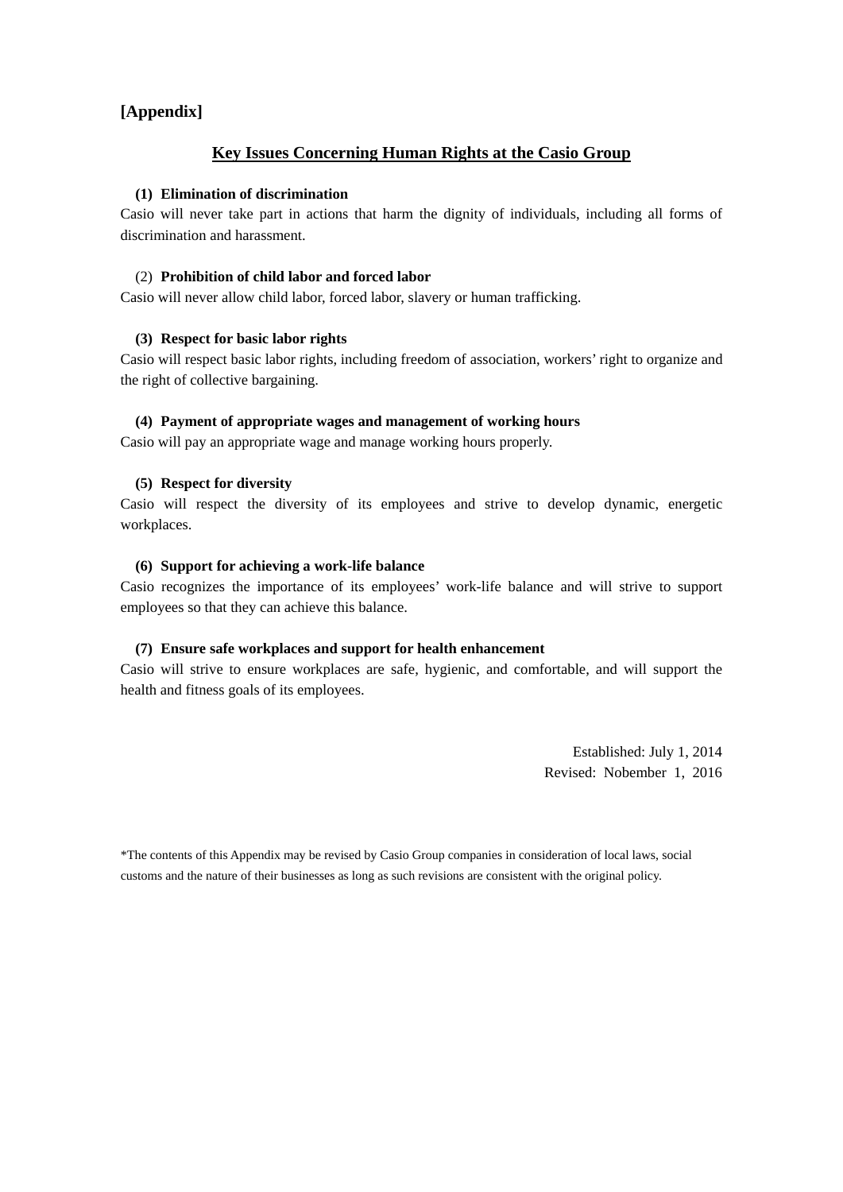**[Appendix]**

## Key Issues Concerning Human Rights at the Casio Group

**(1) Elimination of discrimination**

Casio will never take part in actions that harm the dignity of individuals, including all forms of discrimination and harassment.

(2) **Prohibition of child labor and forced labor**

Casio will never allow child labor, forced labor, slavery or human trafficking.

**(3) Respect for basic labor rights**

Casio will respect basic labor rights, including freedom of association, workers' right to organize and the right of collective bargaining.

**(4) Payment of appropriate wages and management of working hours**

Casio will pay an appropriate wage and manage working hours properly.

**(5) Respect for diversity**

Casio will respect the diversity of its employees and strive to develop dynamic, energetic workplaces.

**(6) Support for achieving a work-life balance**

Casio recognizes the importance of its employees' work-life balance and will strive to support employees so that they can achieve this balance.

**(7) Ensure safe workplaces and support for health enhancement**

Casio will strive to ensure workplaces are safe, hygienic, and comfortable, and will support the health and fitness goals of its employees.

Established: July 1, 2014

Revised: Nobember 1, 2016

*The contents of this Appendix may be revised by Casio Group companies in consideration of local laws, social customs and the nature of their businesses as long as such revisions are consistent with the original policy.